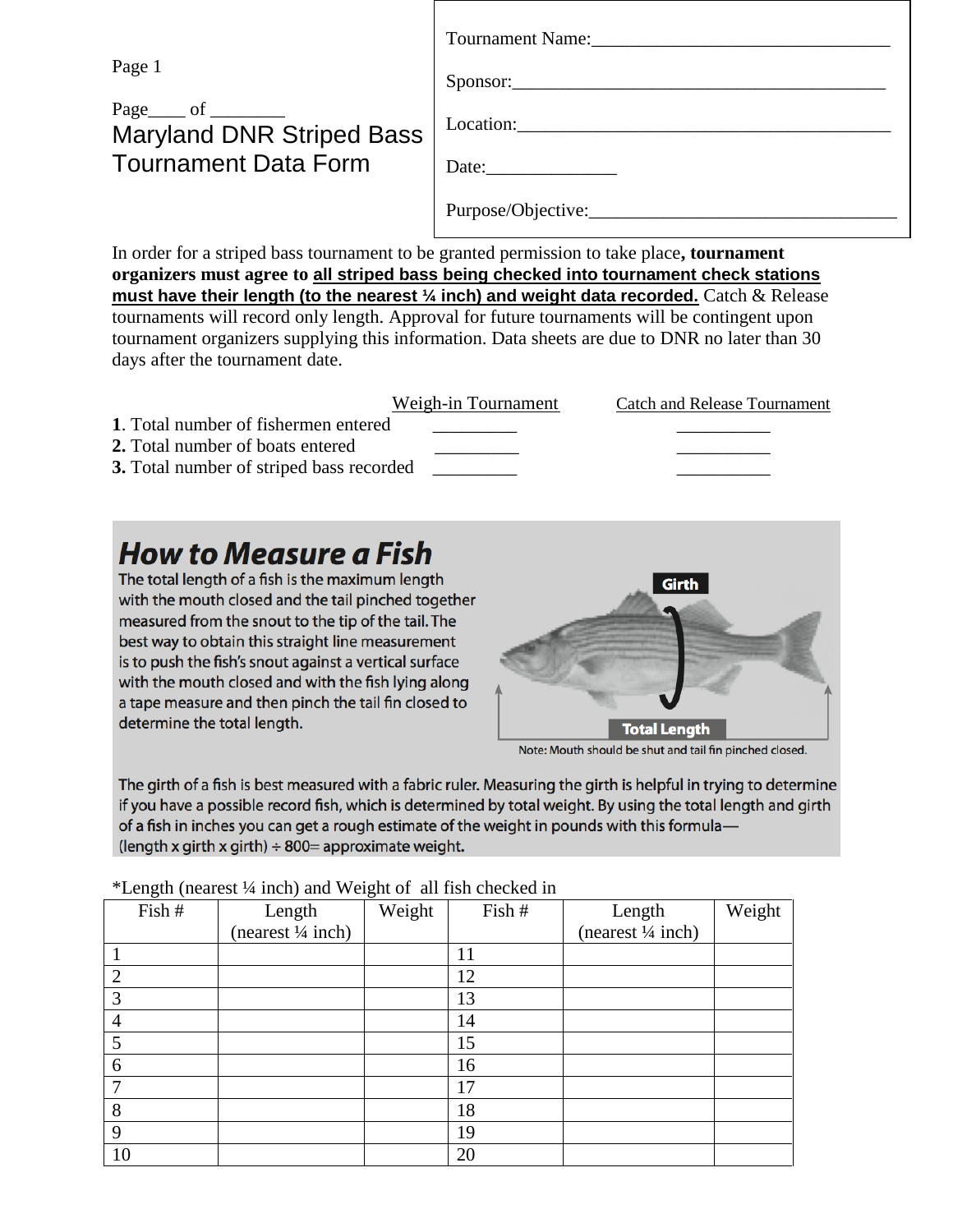Page 1

Page____ of ________

# Maryland DNR Striped Bass Tournament Data Form

Tournament Name:_________________________________

Sponsor:_________________________________________

Location:_________________________________________

Date:______________

Purpose/Objective:__________________________________

In order for a striped bass tournament to be granted permission to take place**, tournament organizers must agree to <u>all striped bass being checked into tournament check stations must have their length (to the nearest ¼ inch) and weight data recorded.</u>** Catch & Release tournaments will record only length. Approval for future tournaments will be contingent upon tournament organizers supplying this information. Data sheets are due to DNR no later than 30 days after the tournament date.

| | Weigh-in Tournament | Catch and Release Tournament |
|---|---|---|
| **1**. Total number of fishermen entered | _________ | __________ |
| **2.** Total number of boats entered | _________ | __________ |
| **3.** Total number of striped bass recorded | _________ | __________ |

## How to Measure a Fish

The total length of a fish is the maximum length with the mouth closed and the tail pinched together measured from the snout to the tip of the tail. The best way to obtain this straight line measurement is to push the fish's snout against a vertical surface with the mouth closed and with the fish lying along a tape measure and then pinch the tail fin closed to determine the total length.

Girth

Total Length

Note: Mouth should be shut and tail fin pinched closed.

The girth of a fish is best measured with a fabric ruler. Measuring the girth is helpful in trying to determine if you have a possible record fish, which is determined by total weight. By using the total length and girth of a fish in inches you can get a rough estimate of the weight in pounds with this formula—(length x girth x girth) ÷ 800= approximate weight.

*Length (nearest ¼ inch) and Weight of all fish checked in

| Fish # | Length (nearest ¼ inch) | Weight | Fish # | Length (nearest ¼ inch) | Weight |
|---|---|---|---|---|---|
| 1 | | | 11 | | |
| 2 | | | 12 | | |
| 3 | | | 13 | | |
| 4 | | | 14 | | |
| 5 | | | 15 | | |
| 6 | | | 16 | | |
| 7 | | | 17 | | |
| 8 | | | 18 | | |
| 9 | | | 19 | | |
| 10 | | | 20 | | |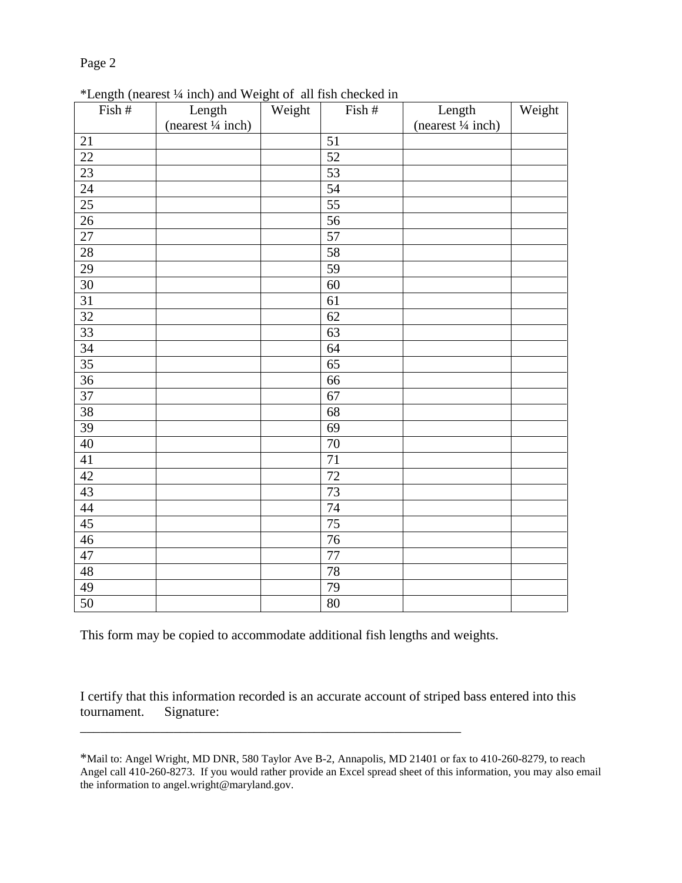*Length (nearest ¼ inch) and Weight of all fish checked in

| Fish # | Length (nearest ¼ inch) | Weight | Fish # | Length (nearest ¼ inch) | Weight |
|---|---|---|---|---|---|
| 21 | | | 51 | | |
| 22 | | | 52 | | |
| 23 | | | 53 | | |
| 24 | | | 54 | | |
| 25 | | | 55 | | |
| 26 | | | 56 | | |
| 27 | | | 57 | | |
| 28 | | | 58 | | |
| 29 | | | 59 | | |
| 30 | | | 60 | | |
| 31 | | | 61 | | |
| 32 | | | 62 | | |
| 33 | | | 63 | | |
| 34 | | | 64 | | |
| 35 | | | 65 | | |
| 36 | | | 66 | | |
| 37 | | | 67 | | |
| 38 | | | 68 | | |
| 39 | | | 69 | | |
| 40 | | | 70 | | |
| 41 | | | 71 | | |
| 42 | | | 72 | | |
| 43 | | | 73 | | |
| 44 | | | 74 | | |
| 45 | | | 75 | | |
| 46 | | | 76 | | |
| 47 | | | 77 | | |
| 48 | | | 78 | | |
| 49 | | | 79 | | |
| 50 | | | 80 | | |

This form may be copied to accommodate additional fish lengths and weights.

I certify that this information recorded is an accurate account of striped bass entered into this tournament. Signature: ___________________________________________________________

*Mail to: Angel Wright, MD DNR, 580 Taylor Ave B-2, Annapolis, MD 21401 or fax to 410-260-8279, to reach Angel call 410-260-8273. If you would rather provide an Excel spread sheet of this information, you may also email the information to angel.wright@maryland.gov.